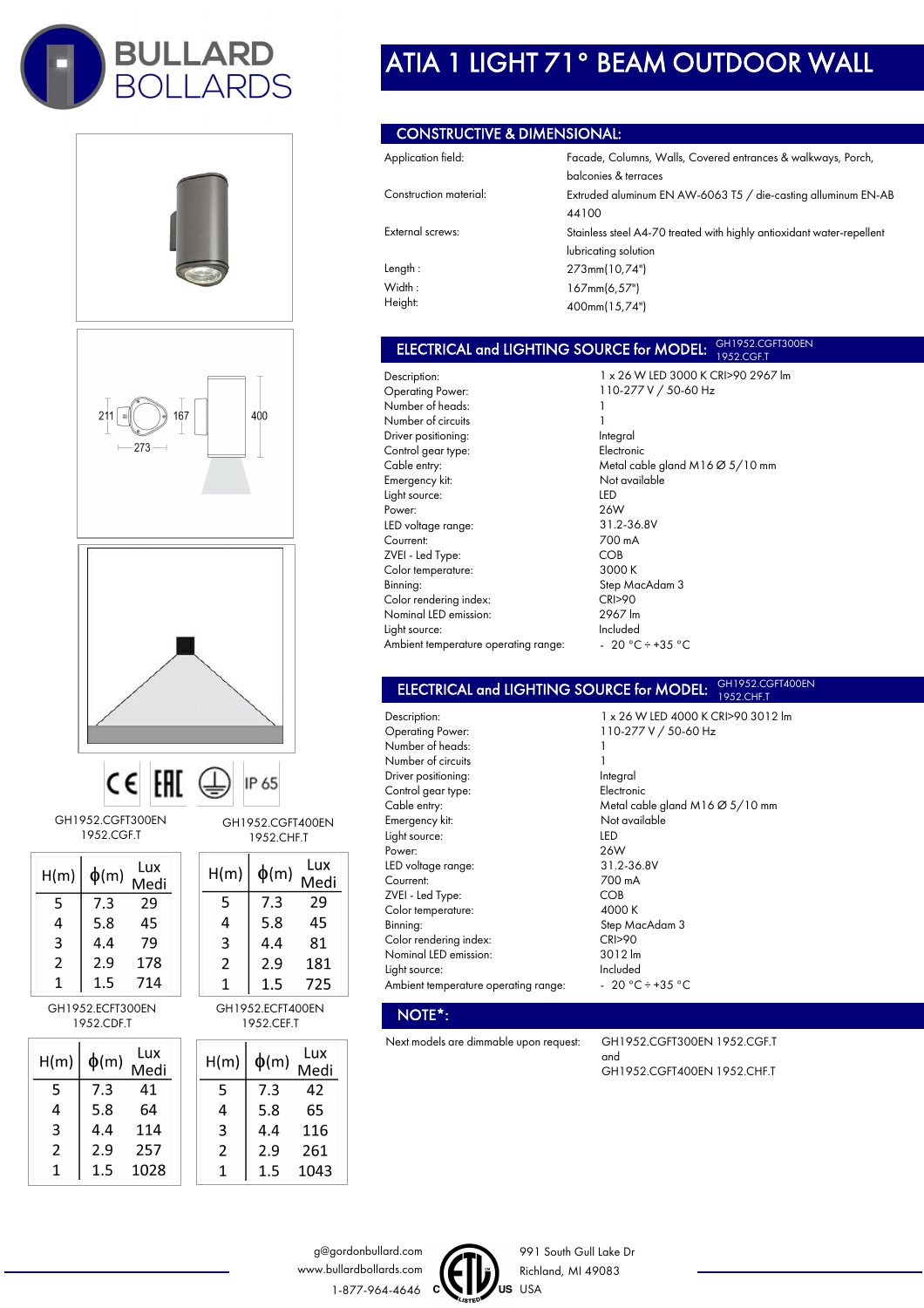# BULLARD BOLLARDS

# ATIA 1 LIGHT 71° BEAM OUTDOOR WALL

## CONSTRUCTIVE & DIMENSIONAL:

| | |
|---|---|
| Application field: | Facade, Columns, Walls, Covered entrances & walkways, Porch, balconies & terraces |
| Construction material: | Extruded aluminum EN AW-6063 T5 / die-casting alluminum EN-AB 44100 |
| External screws: | Stainless steel A4-70 treated with highly antioxidant water-repellent lubricating solution |
| Length : | 273mm(10,74") |
| Width : | 167mm(6,57") |
| Height: | 400mm(15,74") |

211 167 400 273

IP 65

GH1952.CGFT300EN 1952.CGF.T

| H(m) | ϕ(m) | Lux Medi |
|---|---|---|
| 5 | 7.3 | 29 |
| 4 | 5.8 | 45 |
| 3 | 4.4 | 79 |
| 2 | 2.9 | 178 |
| 1 | 1.5 | 714 |

GH1952.CGFT400EN 1952.CHF.T

| H(m) | ϕ(m) | Lux Medi |
|---|---|---|
| 5 | 7.3 | 29 |
| 4 | 5.8 | 45 |
| 3 | 4.4 | 81 |
| 2 | 2.9 | 181 |
| 1 | 1.5 | 725 |

GH1952.ECFT300EN 1952.CDF.T

| H(m) | ϕ(m) | Lux Medi |
|---|---|---|
| 5 | 7.3 | 41 |
| 4 | 5.8 | 64 |
| 3 | 4.4 | 114 |
| 2 | 2.9 | 257 |
| 1 | 1.5 | 1028 |

GH1952.ECFT400EN 1952.CEF.T

| H(m) | ϕ(m) | Lux Medi |
|---|---|---|
| 5 | 7.3 | 42 |
| 4 | 5.8 | 65 |
| 3 | 4.4 | 116 |
| 2 | 2.9 | 261 |
| 1 | 1.5 | 1043 |

## ELECTRICAL and LIGHTING SOURCE for MODEL: GH1952.CGFT300EN 1952.CGF.T

| | |
|---|---|
| Description: | 1 x 26 W LED 3000 K CRI>90 2967 lm |
| Operating Power: | 110-277 V / 50-60 Hz |
| Number of heads: | 1 |
| Number of circuits | 1 |
| Driver positioning: | Integral |
| Control gear type: | Electronic |
| Cable entry: | Metal cable gland M16 Ø 5/10 mm |
| Emergency kit: | Not available |
| Light source: | LED |
| Power: | 26W |
| LED voltage range: | 31.2-36.8V |
| Current: | 700 mA |
| ZVEI - Led Type: | COB |
| Color temperature: | 3000 K |
| Binning: | Step MacAdam 3 |
| Color rendering index: | CRI>90 |
| Nominal LED emission: | 2967 lm |
| Light source: | Included |
| Ambient temperature operating range: | - 20 °C ÷ +35 °C |

## ELECTRICAL and LIGHTING SOURCE for MODEL: GH1952.CGFT400EN 1952.CHF.T

| | |
|---|---|
| Description: | 1 x 26 W LED 4000 K CRI>90 3012 lm |
| Operating Power: | 110-277 V / 50-60 Hz |
| Number of heads: | 1 |
| Number of circuits | 1 |
| Driver positioning: | Integral |
| Control gear type: | Electronic |
| Cable entry: | Metal cable gland M16 Ø 5/10 mm |
| Emergency kit: | Not available |
| Light source: | LED |
| Power: | 26W |
| LED voltage range: | 31.2-36.8V |
| Current: | 700 mA |
| ZVEI - Led Type: | COB |
| Color temperature: | 4000 K |
| Binning: | Step MacAdam 3 |
| Color rendering index: | CRI>90 |
| Nominal LED emission: | 3012 lm |
| Light source: | Included |
| Ambient temperature operating range: | - 20 °C ÷ +35 °C |

## NOTE*:

| | |
|---|---|
| Next models are dimmable upon request: | GH1952.CGFT300EN 1952.CGF.T and GH1952.CGFT400EN 1952.CHF.T |

g@gordonbullard.com
www.bullardbollards.com
1-877-964-4646

991 South Gull Lake Dr
Richland, MI 49083
USA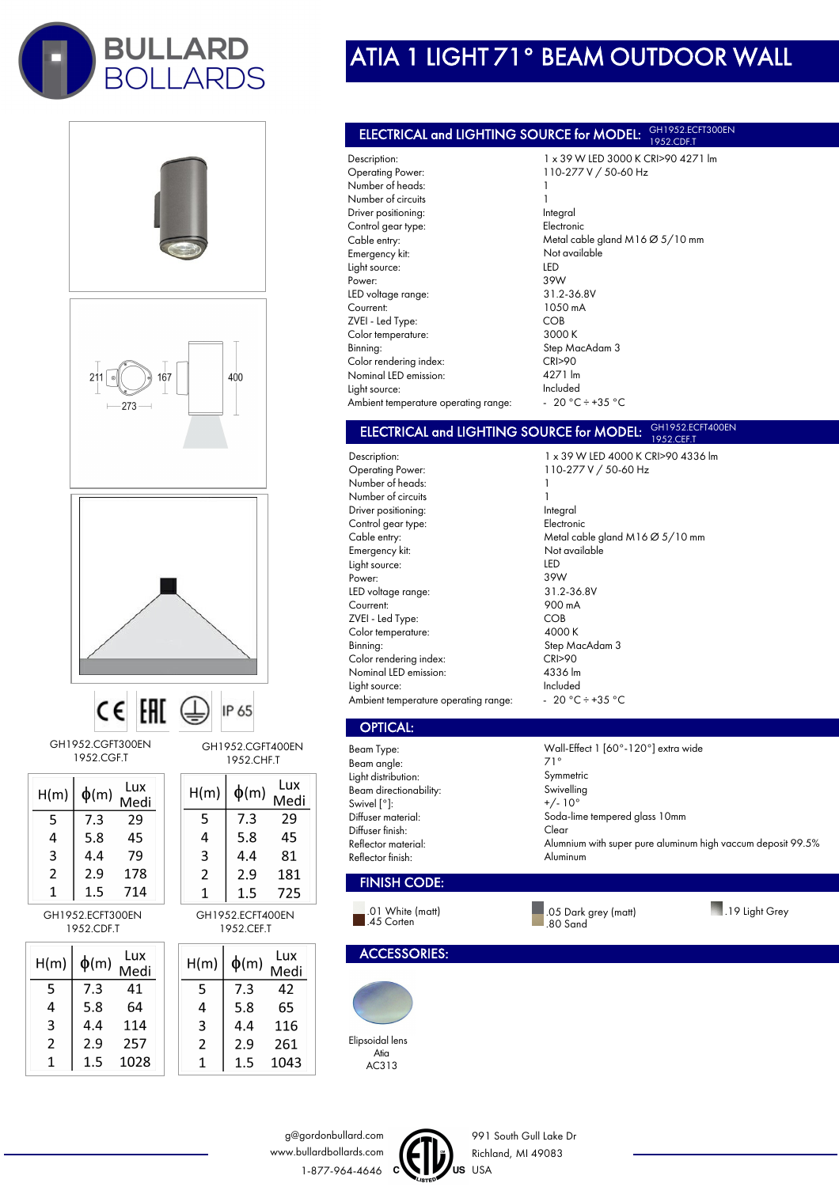# BULLARD BOLLARDS

# ATIA 1 LIGHT 71° BEAM OUTDOOR WALL

211 167 400

273

CE EAC IP 65

GH1952.CGFT300EN
1952.CGF.T

| H(m) | ϕ(m) | Lux Medi |
|---|---|---|
| 5 | 7.3 | 29 |
| 4 | 5.8 | 45 |
| 3 | 4.4 | 79 |
| 2 | 2.9 | 178 |
| 1 | 1.5 | 714 |

GH1952.CGFT400EN
1952.CHF.T

| H(m) | ϕ(m) | Lux Medi |
|---|---|---|
| 5 | 7.3 | 29 |
| 4 | 5.8 | 45 |
| 3 | 4.4 | 81 |
| 2 | 2.9 | 181 |
| 1 | 1.5 | 725 |

GH1952.ECFT300EN
1952.CDF.T

| H(m) | ϕ(m) | Lux Medi |
|---|---|---|
| 5 | 7.3 | 41 |
| 4 | 5.8 | 64 |
| 3 | 4.4 | 114 |
| 2 | 2.9 | 257 |
| 1 | 1.5 | 1028 |

GH1952.ECFT400EN
1952.CEF.T

| H(m) | ϕ(m) | Lux Medi |
|---|---|---|
| 5 | 7.3 | 42 |
| 4 | 5.8 | 65 |
| 3 | 4.4 | 116 |
| 2 | 2.9 | 261 |
| 1 | 1.5 | 1043 |

## ELECTRICAL and LIGHTING SOURCE for MODEL: GH1952.ECFT300EN 1952.CDF.T

| | |
|---|---|
| Description: | 1 x 39 W LED 3000 K CRI>90 4271 lm |
| Operating Power: | 110-277 V / 50-60 Hz |
| Number of heads: | 1 |
| Number of circuits | 1 |
| Driver positioning: | Integral |
| Control gear type: | Electronic |
| Cable entry: | Metal cable gland M16 Ø 5/10 mm |
| Emergency kit: | Not available |
| Light source: | LED |
| Power: | 39W |
| LED voltage range: | 31.2-36.8V |
| Courrent: | 1050 mA |
| ZVEI - Led Type: | COB |
| Color temperature: | 3000 K |
| Binning: | Step MacAdam 3 |
| Color rendering index: | CRI>90 |
| Nominal LED emission: | 4271 lm |
| Light source: | Included |
| Ambient temperature operating range: | - 20 °C ÷ +35 °C |

## ELECTRICAL and LIGHTING SOURCE for MODEL: GH1952.ECFT400EN 1952.CEF.T

| | |
|---|---|
| Description: | 1 x 39 W LED 4000 K CRI>90 4336 lm |
| Operating Power: | 110-277 V / 50-60 Hz |
| Number of heads: | 1 |
| Number of circuits | 1 |
| Driver positioning: | Integral |
| Control gear type: | Electronic |
| Cable entry: | Metal cable gland M16 Ø 5/10 mm |
| Emergency kit: | Not available |
| Light source: | LED |
| Power: | 39W |
| LED voltage range: | 31.2-36.8V |
| Courrent: | 900 mA |
| ZVEI - Led Type: | COB |
| Color temperature: | 4000 K |
| Binning: | Step MacAdam 3 |
| Color rendering index: | CRI>90 |
| Nominal LED emission: | 4336 lm |
| Light source: | Included |
| Ambient temperature operating range: | - 20 °C ÷ +35 °C |

## OPTICAL:

| | |
|---|---|
| Beam Type: | Wall-Effect 1 [60°-120°] extra wide |
| Beam angle: | 71° |
| Light distribution: | Symmetric |
| Beam directionability: | Swivelling |
| Swivel [°]: | +/- 10° |
| Diffuser material: | Soda-lime tempered glass 10mm |
| Diffuser finish: | Clear |
| Reflector material: | Alumnium with super pure aluminum high vaccum deposit 99.5% |
| Reflector finish: | Aluminum |

## FINISH CODE:

.01 White (matt)
.45 Corten
.05 Dark grey (matt)
.80 Sand
.19 Light Grey

## ACCESSORIES:

Elipsoidal lens
Atia
AC313

g@gordonbullard.com
www.bullardbollards.com
1-877-964-4646

991 South Gull Lake Dr
Richland, MI 49083
USA